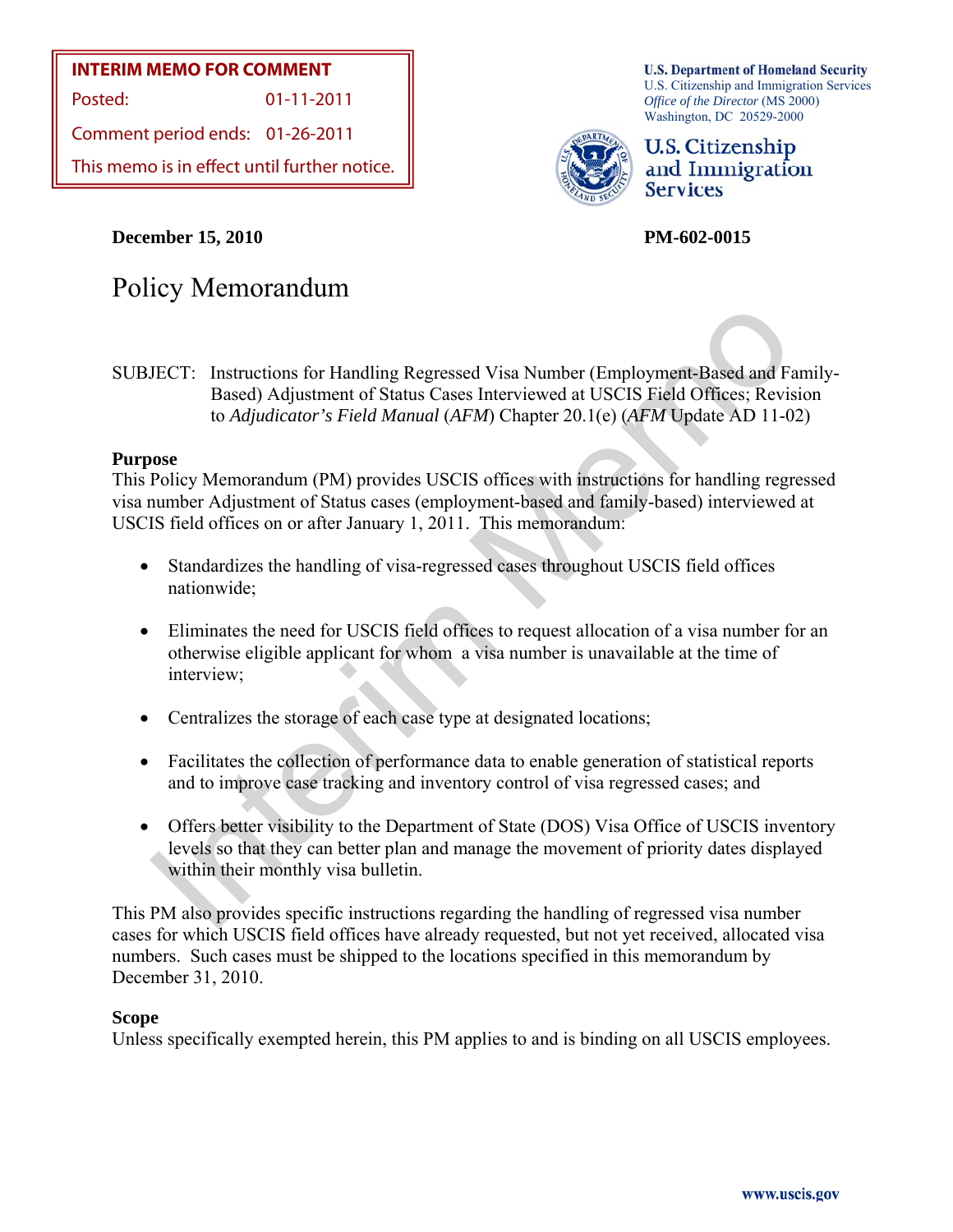**INTERIM MEMO FOR COMMENT**

Posted: 01-11-2011

Comment period ends: 01-26-2011

This memo is in effect until further notice.

**U.S. Department of Homeland Security**
U.S. Citizenship and Immigration Services
*Office of the Director* (MS 2000)
Washington, DC 20529-2000

U.S. Citizenship and Immigration Services

**December 15, 2010** **PM-602-0015**

# Policy Memorandum

SUBJECT: Instructions for Handling Regressed Visa Number (Employment-Based and Family-Based) Adjustment of Status Cases Interviewed at USCIS Field Offices; Revision to *Adjudicator's Field Manual* (*AFM*) Chapter 20.1(e) (*AFM* Update AD 11-02)

## Purpose

This Policy Memorandum (PM) provides USCIS offices with instructions for handling regressed visa number Adjustment of Status cases (employment-based and family-based) interviewed at USCIS field offices on or after January 1, 2011. This memorandum:

- Standardizes the handling of visa-regressed cases throughout USCIS field offices nationwide;
- Eliminates the need for USCIS field offices to request allocation of a visa number for an otherwise eligible applicant for whom a visa number is unavailable at the time of interview;
- Centralizes the storage of each case type at designated locations;
- Facilitates the collection of performance data to enable generation of statistical reports and to improve case tracking and inventory control of visa regressed cases; and
- Offers better visibility to the Department of State (DOS) Visa Office of USCIS inventory levels so that they can better plan and manage the movement of priority dates displayed within their monthly visa bulletin.

This PM also provides specific instructions regarding the handling of regressed visa number cases for which USCIS field offices have already requested, but not yet received, allocated visa numbers. Such cases must be shipped to the locations specified in this memorandum by December 31, 2010.

## Scope

Unless specifically exempted herein, this PM applies to and is binding on all USCIS employees.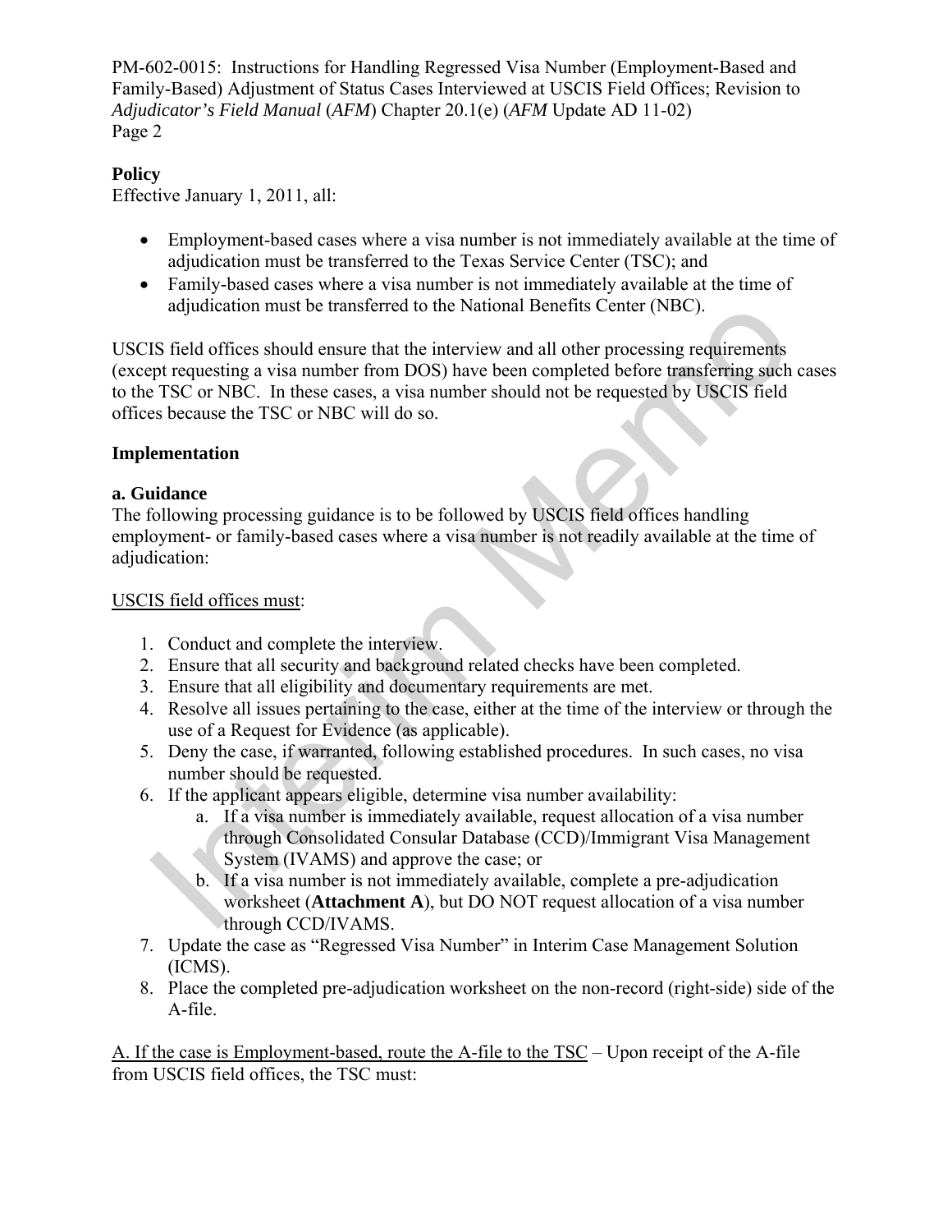**Policy**

Effective January 1, 2011, all:

- Employment-based cases where a visa number is not immediately available at the time of adjudication must be transferred to the Texas Service Center (TSC); and
- Family-based cases where a visa number is not immediately available at the time of adjudication must be transferred to the National Benefits Center (NBC).

USCIS field offices should ensure that the interview and all other processing requirements (except requesting a visa number from DOS) have been completed before transferring such cases to the TSC or NBC. In these cases, a visa number should not be requested by USCIS field offices because the TSC or NBC will do so.

**Implementation**

**a. Guidance**

The following processing guidance is to be followed by USCIS field offices handling employment- or family-based cases where a visa number is not readily available at the time of adjudication:

<u>USCIS field offices must</u>:

1. Conduct and complete the interview.
2. Ensure that all security and background related checks have been completed.
3. Ensure that all eligibility and documentary requirements are met.
4. Resolve all issues pertaining to the case, either at the time of the interview or through the use of a Request for Evidence (as applicable).
5. Deny the case, if warranted, following established procedures. In such cases, no visa number should be requested.
6. If the applicant appears eligible, determine visa number availability:
   a. If a visa number is immediately available, request allocation of a visa number through Consolidated Consular Database (CCD)/Immigrant Visa Management System (IVAMS) and approve the case; or
   b. If a visa number is not immediately available, complete a pre-adjudication worksheet (**Attachment A**), but DO NOT request allocation of a visa number through CCD/IVAMS.
7. Update the case as "Regressed Visa Number" in Interim Case Management Solution (ICMS).
8. Place the completed pre-adjudication worksheet on the non-record (right-side) side of the A-file.

<u>A. If the case is Employment-based, route the A-file to the TSC</u> – Upon receipt of the A-file from USCIS field offices, the TSC must: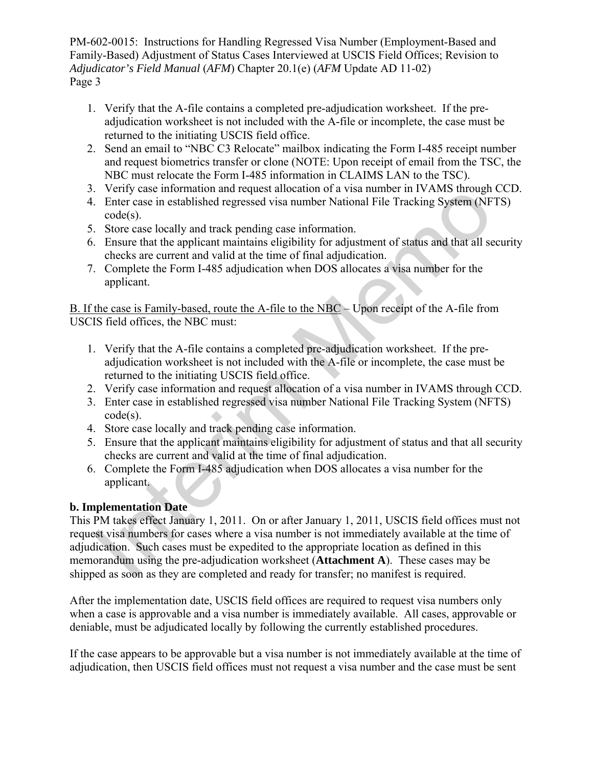1. Verify that the A-file contains a completed pre-adjudication worksheet. If the pre-adjudication worksheet is not included with the A-file or incomplete, the case must be returned to the initiating USCIS field office.
2. Send an email to "NBC C3 Relocate" mailbox indicating the Form I-485 receipt number and request biometrics transfer or clone (NOTE: Upon receipt of email from the TSC, the NBC must relocate the Form I-485 information in CLAIMS LAN to the TSC).
3. Verify case information and request allocation of a visa number in IVAMS through CCD.
4. Enter case in established regressed visa number National File Tracking System (NFTS) code(s).
5. Store case locally and track pending case information.
6. Ensure that the applicant maintains eligibility for adjustment of status and that all security checks are current and valid at the time of final adjudication.
7. Complete the Form I-485 adjudication when DOS allocates a visa number for the applicant.

<u>B. If the case is Family-based, route the A-file to the NBC</u> – Upon receipt of the A-file from USCIS field offices, the NBC must:

1. Verify that the A-file contains a completed pre-adjudication worksheet. If the pre-adjudication worksheet is not included with the A-file or incomplete, the case must be returned to the initiating USCIS field office.
2. Verify case information and request allocation of a visa number in IVAMS through CCD.
3. Enter case in established regressed visa number National File Tracking System (NFTS) code(s).
4. Store case locally and track pending case information.
5. Ensure that the applicant maintains eligibility for adjustment of status and that all security checks are current and valid at the time of final adjudication.
6. Complete the Form I-485 adjudication when DOS allocates a visa number for the applicant.

**b. Implementation Date**

This PM takes effect January 1, 2011. On or after January 1, 2011, USCIS field offices must not request visa numbers for cases where a visa number is not immediately available at the time of adjudication. Such cases must be expedited to the appropriate location as defined in this memorandum using the pre-adjudication worksheet (**Attachment A**). These cases may be shipped as soon as they are completed and ready for transfer; no manifest is required.

After the implementation date, USCIS field offices are required to request visa numbers only when a case is approvable and a visa number is immediately available. All cases, approvable or deniable, must be adjudicated locally by following the currently established procedures.

If the case appears to be approvable but a visa number is not immediately available at the time of adjudication, then USCIS field offices must not request a visa number and the case must be sent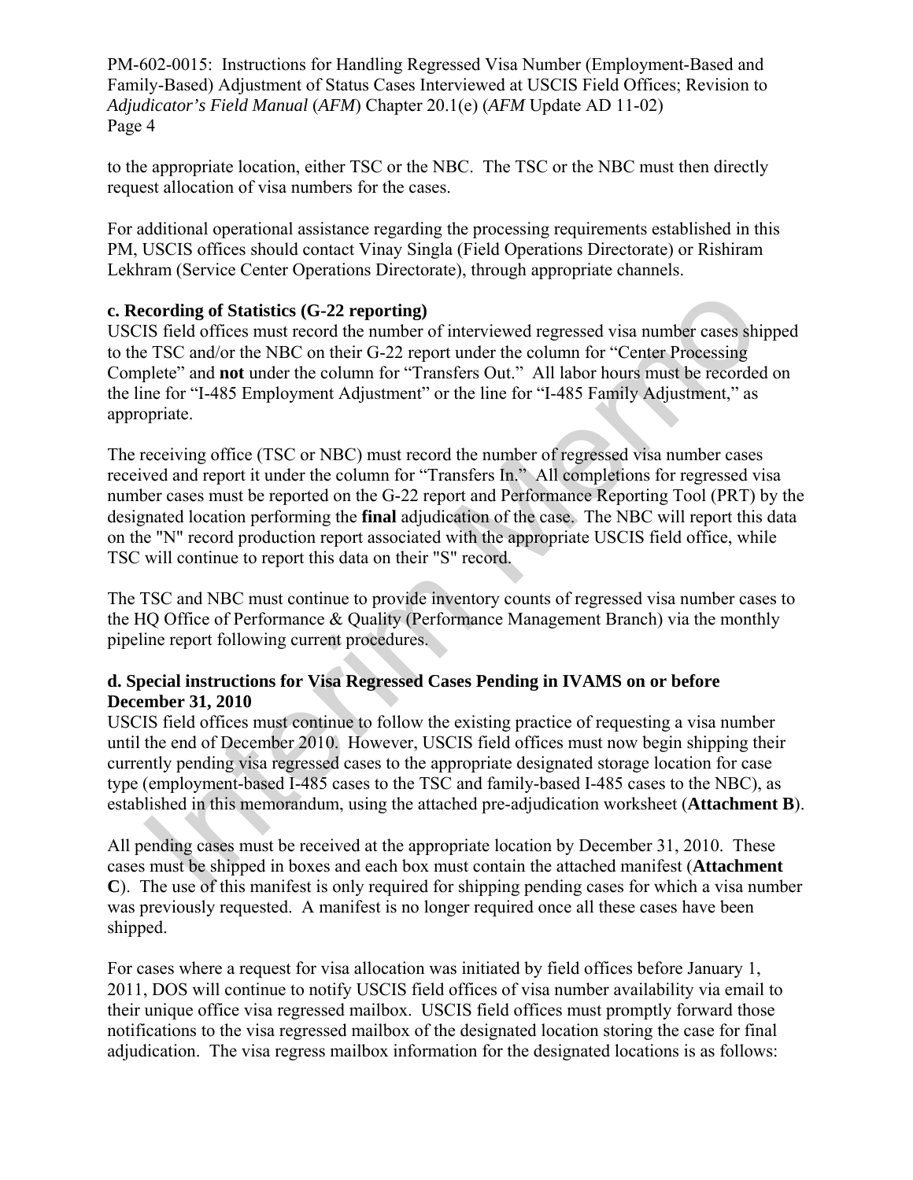to the appropriate location, either TSC or the NBC. The TSC or the NBC must then directly request allocation of visa numbers for the cases.

For additional operational assistance regarding the processing requirements established in this PM, USCIS offices should contact Vinay Singla (Field Operations Directorate) or Rishiram Lekhram (Service Center Operations Directorate), through appropriate channels.

**c. Recording of Statistics (G-22 reporting)**

USCIS field offices must record the number of interviewed regressed visa number cases shipped to the TSC and/or the NBC on their G-22 report under the column for "Center Processing Complete" and **not** under the column for "Transfers Out." All labor hours must be recorded on the line for "I-485 Employment Adjustment" or the line for "I-485 Family Adjustment," as appropriate.

The receiving office (TSC or NBC) must record the number of regressed visa number cases received and report it under the column for "Transfers In." All completions for regressed visa number cases must be reported on the G-22 report and Performance Reporting Tool (PRT) by the designated location performing the **final** adjudication of the case. The NBC will report this data on the "N" record production report associated with the appropriate USCIS field office, while TSC will continue to report this data on their "S" record.

The TSC and NBC must continue to provide inventory counts of regressed visa number cases to the HQ Office of Performance & Quality (Performance Management Branch) via the monthly pipeline report following current procedures.

**d. Special instructions for Visa Regressed Cases Pending in IVAMS on or before December 31, 2010**

USCIS field offices must continue to follow the existing practice of requesting a visa number until the end of December 2010. However, USCIS field offices must now begin shipping their currently pending visa regressed cases to the appropriate designated storage location for case type (employment-based I-485 cases to the TSC and family-based I-485 cases to the NBC), as established in this memorandum, using the attached pre-adjudication worksheet (**Attachment B**).

All pending cases must be received at the appropriate location by December 31, 2010. These cases must be shipped in boxes and each box must contain the attached manifest (**Attachment C**). The use of this manifest is only required for shipping pending cases for which a visa number was previously requested. A manifest is no longer required once all these cases have been shipped.

For cases where a request for visa allocation was initiated by field offices before January 1, 2011, DOS will continue to notify USCIS field offices of visa number availability via email to their unique office visa regressed mailbox. USCIS field offices must promptly forward those notifications to the visa regressed mailbox of the designated location storing the case for final adjudication. The visa regress mailbox information for the designated locations is as follows: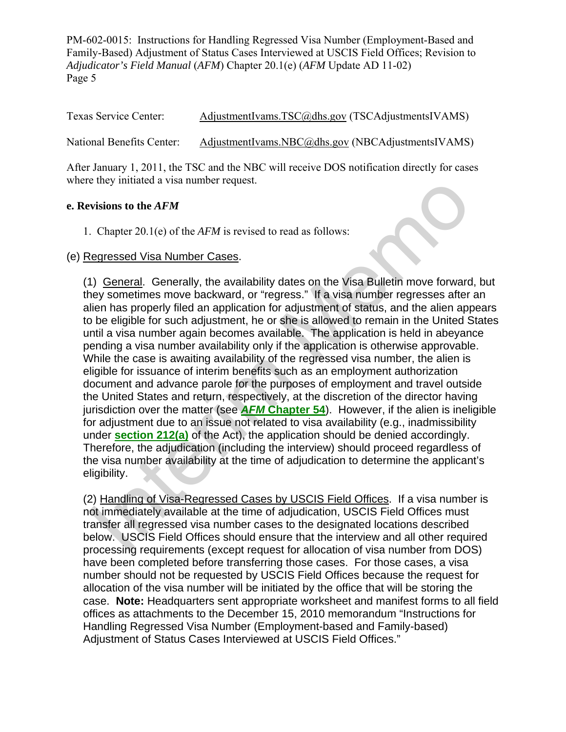Texas Service Center: AdjustmentIvams.TSC@dhs.gov (TSCAdjustmentsIVAMS)

National Benefits Center: AdjustmentIvams.NBC@dhs.gov (NBCAdjustmentsIVAMS)

After January 1, 2011, the TSC and the NBC will receive DOS notification directly for cases where they initiated a visa number request.

**e. Revisions to the *AFM***

1. Chapter 20.1(e) of the *AFM* is revised to read as follows:

(e) Regressed Visa Number Cases.

(1) General. Generally, the availability dates on the Visa Bulletin move forward, but they sometimes move backward, or "regress." If a visa number regresses after an alien has properly filed an application for adjustment of status, and the alien appears to be eligible for such adjustment, he or she is allowed to remain in the United States until a visa number again becomes available. The application is held in abeyance pending a visa number availability only if the application is otherwise approvable. While the case is awaiting availability of the regressed visa number, the alien is eligible for issuance of interim benefits such as an employment authorization document and advance parole for the purposes of employment and travel outside the United States and return, respectively, at the discretion of the director having jurisdiction over the matter (see ***AFM* Chapter 54**). However, if the alien is ineligible for adjustment due to an issue not related to visa availability (e.g., inadmissibility under **section 212(a)** of the Act), the application should be denied accordingly. Therefore, the adjudication (including the interview) should proceed regardless of the visa number availability at the time of adjudication to determine the applicant's eligibility.

(2) Handling of Visa-Regressed Cases by USCIS Field Offices. If a visa number is not immediately available at the time of adjudication, USCIS Field Offices must transfer all regressed visa number cases to the designated locations described below. USCIS Field Offices should ensure that the interview and all other required processing requirements (except request for allocation of visa number from DOS) have been completed before transferring those cases. For those cases, a visa number should not be requested by USCIS Field Offices because the request for allocation of the visa number will be initiated by the office that will be storing the case. **Note:** Headquarters sent appropriate worksheet and manifest forms to all field offices as attachments to the December 15, 2010 memorandum "Instructions for Handling Regressed Visa Number (Employment-based and Family-based) Adjustment of Status Cases Interviewed at USCIS Field Offices."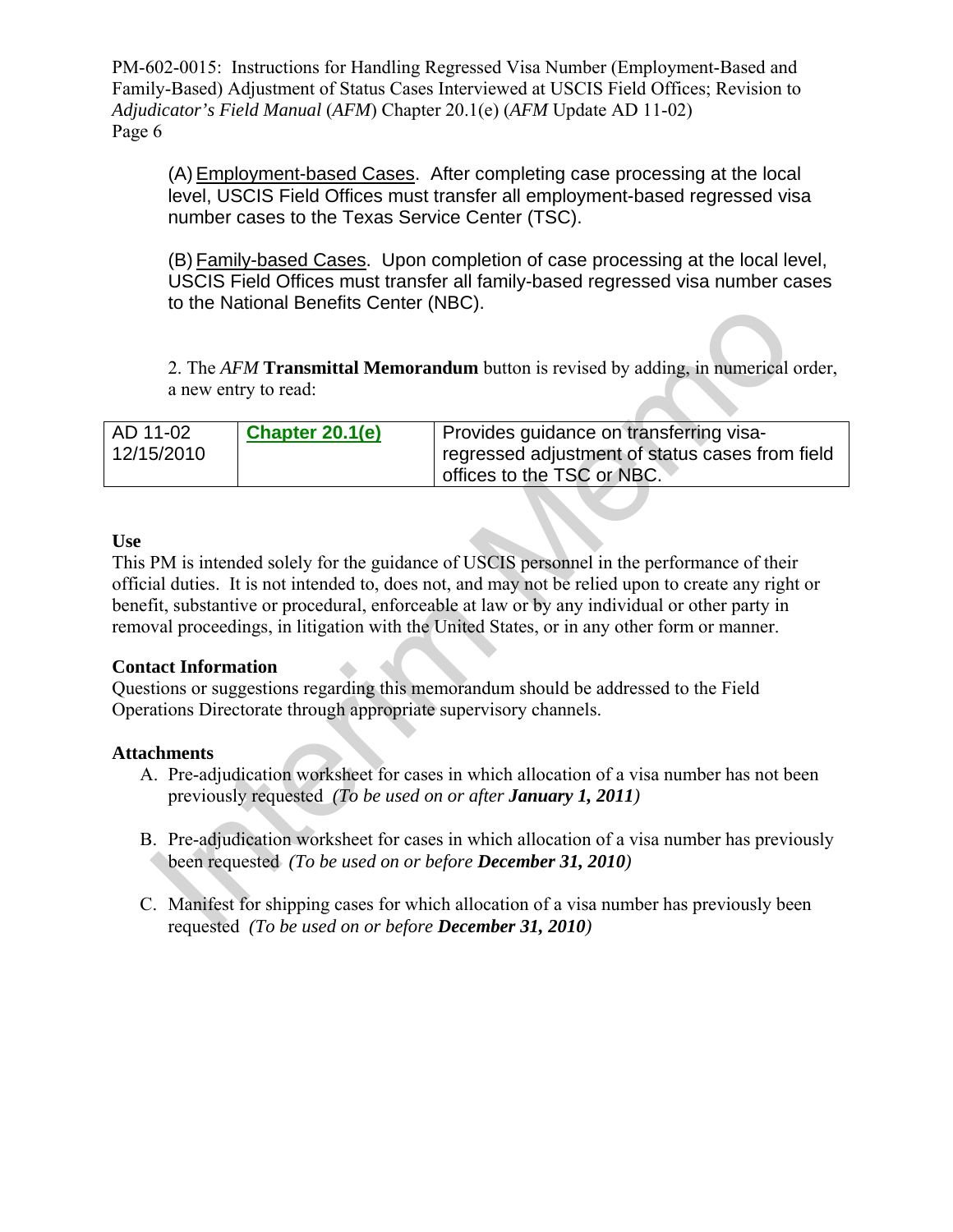(A) Employment-based Cases. After completing case processing at the local level, USCIS Field Offices must transfer all employment-based regressed visa number cases to the Texas Service Center (TSC).

(B) Family-based Cases. Upon completion of case processing at the local level, USCIS Field Offices must transfer all family-based regressed visa number cases to the National Benefits Center (NBC).

2. The *AFM* **Transmittal Memorandum** button is revised by adding, in numerical order, a new entry to read:

| AD 11-02 12/15/2010 | **Chapter 20.1(e)** | Provides guidance on transferring visa-regressed adjustment of status cases from field offices to the TSC or NBC. |
|---|---|---|

**Use**

This PM is intended solely for the guidance of USCIS personnel in the performance of their official duties. It is not intended to, does not, and may not be relied upon to create any right or benefit, substantive or procedural, enforceable at law or by any individual or other party in removal proceedings, in litigation with the United States, or in any other form or manner.

**Contact Information**

Questions or suggestions regarding this memorandum should be addressed to the Field Operations Directorate through appropriate supervisory channels.

**Attachments**

A. Pre-adjudication worksheet for cases in which allocation of a visa number has not been previously requested *(To be used on or after **January 1, 2011**)*

B. Pre-adjudication worksheet for cases in which allocation of a visa number has previously been requested *(To be used on or before **December 31, 2010**)*

C. Manifest for shipping cases for which allocation of a visa number has previously been requested *(To be used on or before **December 31, 2010**)*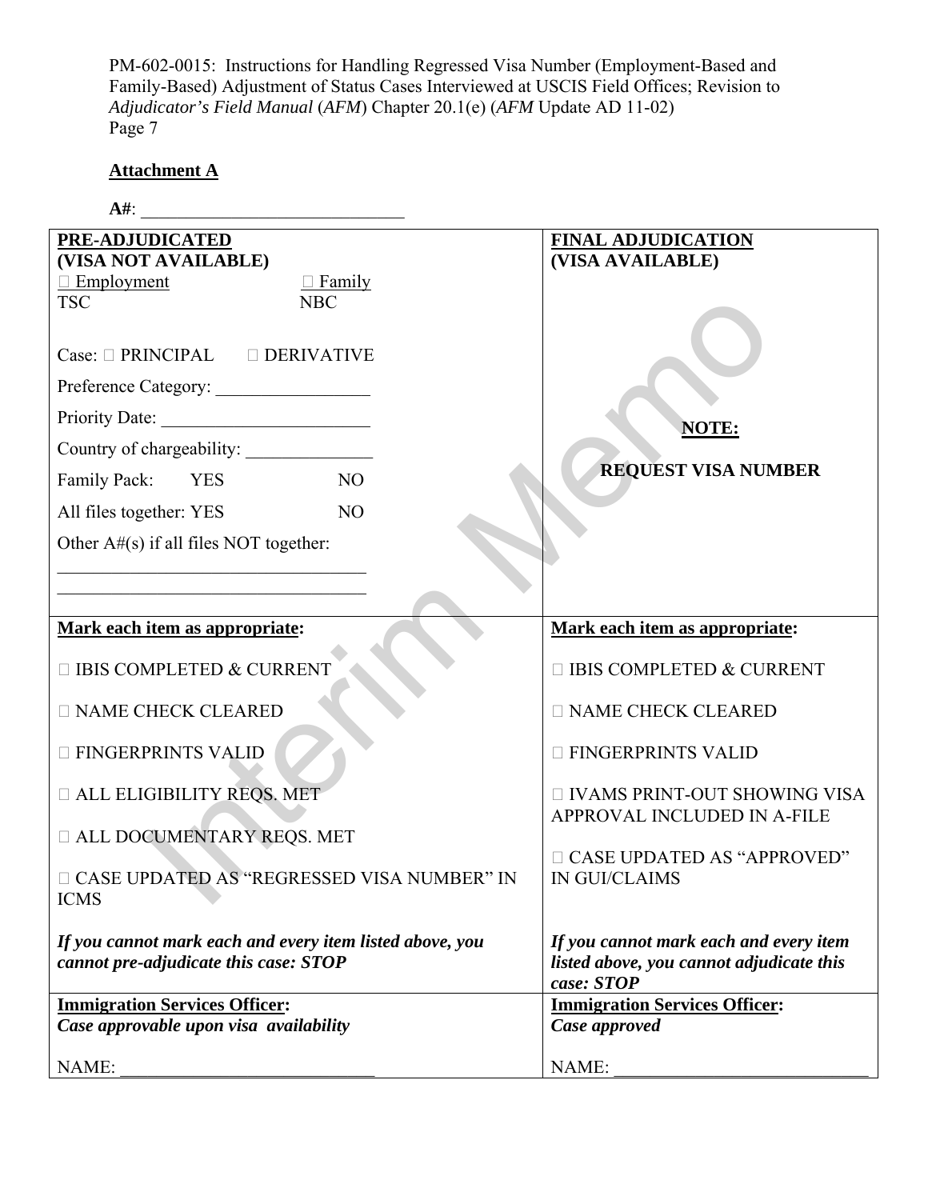**Attachment A**

**A#**: ______________________________

| **PRE-ADJUDICATED (VISA NOT AVAILABLE)** | **FINAL ADJUDICATION (VISA AVAILABLE)** |
|---|---|
| ☐ Employment TSC ☐ Family NBC<br><br>Case: ☐ PRINCIPAL ☐ DERIVATIVE<br><br>Preference Category: _________________<br><br>Priority Date: _______________________<br><br>Country of chargeability: ______________<br><br>Family Pack: YES NO<br><br>All files together: YES NO<br><br>Other A#(s) if all files NOT together:<br>__________________________________<br>__________________________________ | **NOTE:**<br><br>**REQUEST VISA NUMBER** |
| **Mark each item as appropriate:**<br><br>☐ IBIS COMPLETED & CURRENT<br><br>☐ NAME CHECK CLEARED<br><br>☐ FINGERPRINTS VALID<br><br>☐ ALL ELIGIBILITY REQS. MET<br><br>☐ ALL DOCUMENTARY REQS. MET<br><br>☐ CASE UPDATED AS "REGRESSED VISA NUMBER" IN ICMS<br><br>***If you cannot mark each and every item listed above, you cannot pre-adjudicate this case: STOP*** | **Mark each item as appropriate:**<br><br>☐ IBIS COMPLETED & CURRENT<br><br>☐ NAME CHECK CLEARED<br><br>☐ FINGERPRINTS VALID<br><br>☐ IVAMS PRINT-OUT SHOWING VISA APPROVAL INCLUDED IN A-FILE<br><br>☐ CASE UPDATED AS "APPROVED" IN GUI/CLAIMS<br><br>***If you cannot mark each and every item listed above, you cannot adjudicate this case: STOP*** |
| **Immigration Services Officer:**<br>***Case approvable upon visa availability***<br><br>NAME: ____________________________ | **Immigration Services Officer:**<br>***Case approved***<br><br>NAME: ____________________________ |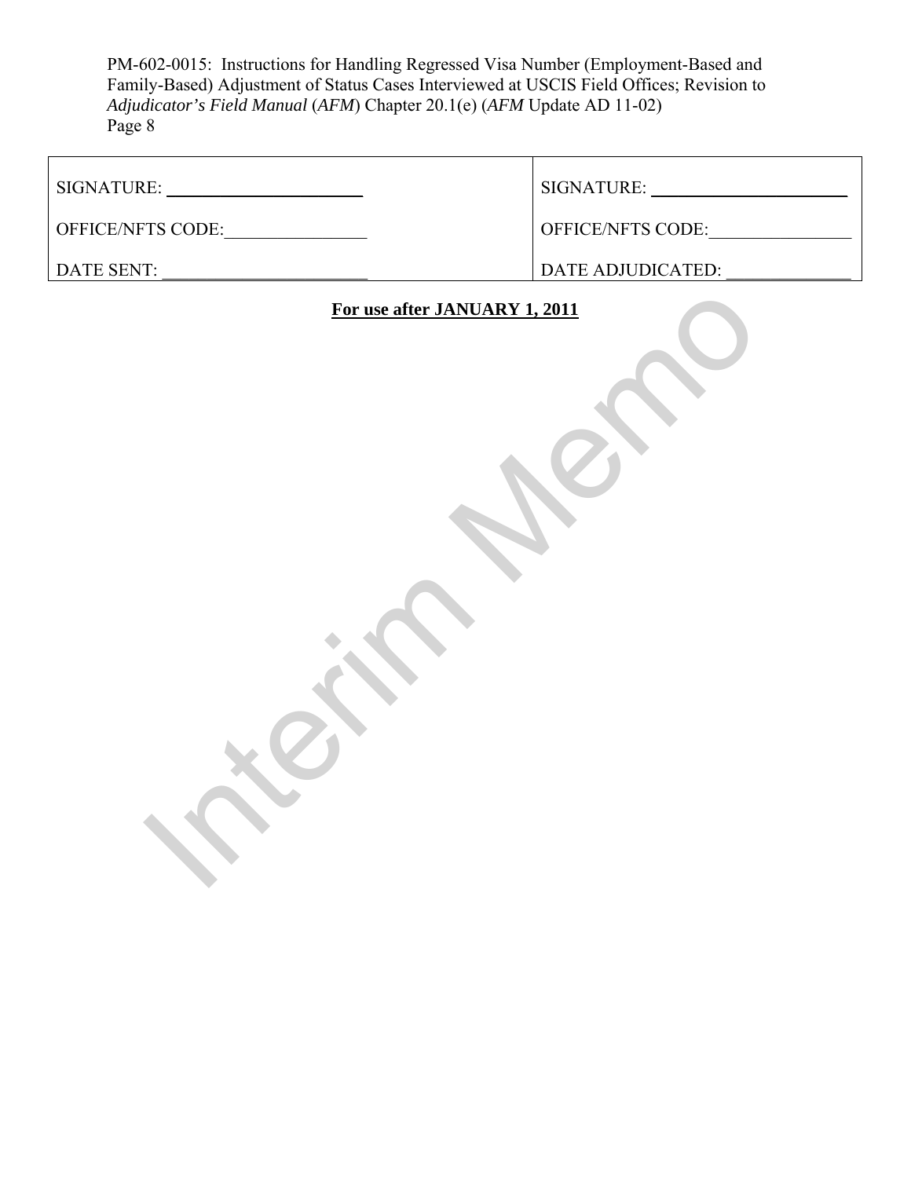| SIGNATURE: ______________________ | SIGNATURE: ______________________ |
| --- | --- |
| OFFICE/NFTS CODE:________________ | OFFICE/NFTS CODE:________________ |
| DATE SENT: _______________________ | DATE ADJUDICATED: ______________ |

**For use after JANUARY 1, 2011**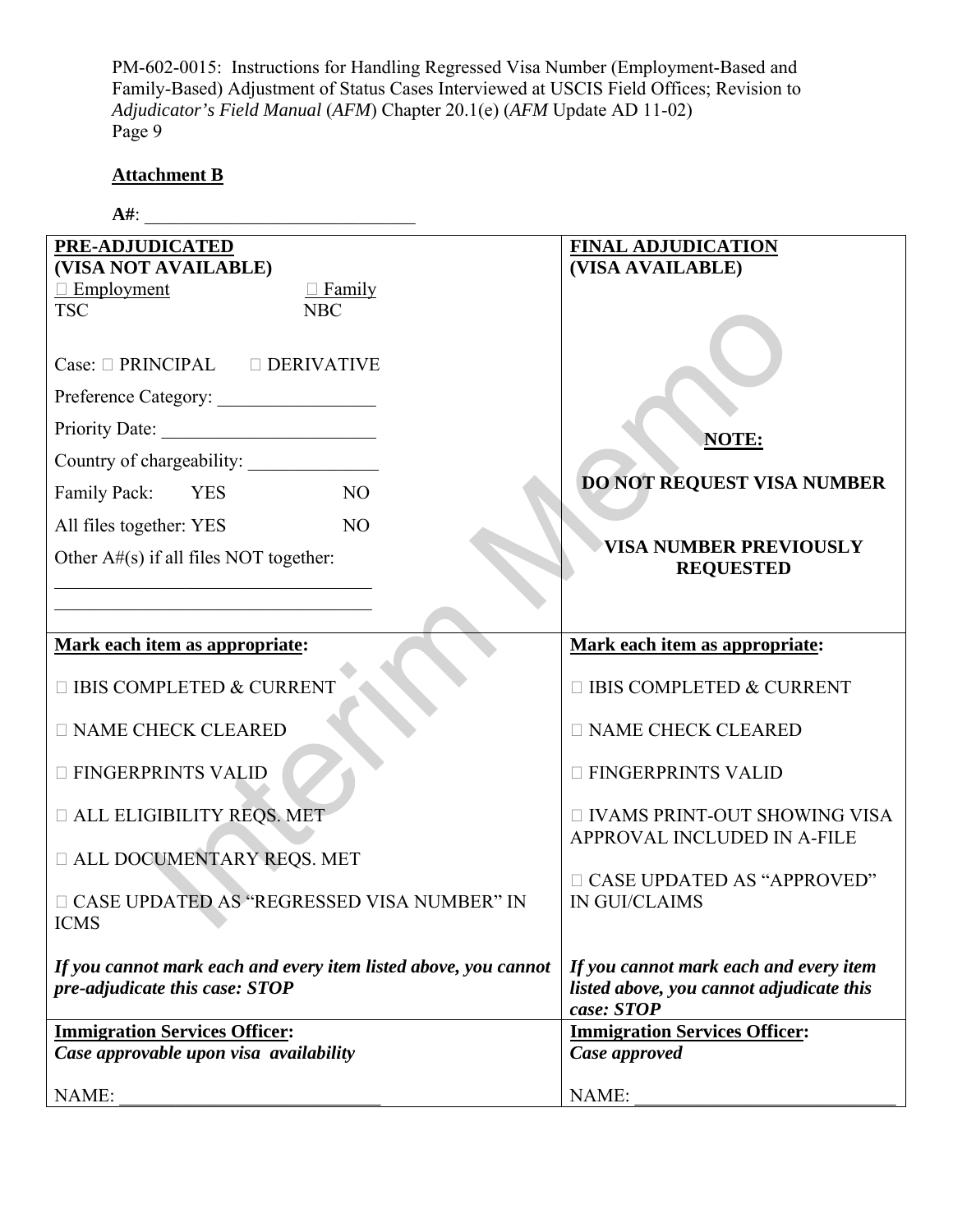**Attachment B**

**A#**: ______________________________

| **PRE-ADJUDICATED (VISA NOT AVAILABLE)** | **FINAL ADJUDICATION (VISA AVAILABLE)** |
|---|---|
| □ Employment TSC &nbsp;&nbsp;&nbsp; □ Family NBC<br><br>Case: □ PRINCIPAL &nbsp;&nbsp; □ DERIVATIVE<br>Preference Category: _________________<br>Priority Date: _______________________<br>Country of chargeability: ______________<br>Family Pack: YES &nbsp;&nbsp; NO<br>All files together: YES &nbsp;&nbsp; NO<br>Other A#(s) if all files NOT together:<br>__________________________________<br>__________________________________ | **NOTE:**<br><br>**DO NOT REQUEST VISA NUMBER**<br><br>**VISA NUMBER PREVIOUSLY REQUESTED** |
| **Mark each item as appropriate:**<br><br>□ IBIS COMPLETED & CURRENT<br>□ NAME CHECK CLEARED<br>□ FINGERPRINTS VALID<br>□ ALL ELIGIBILITY REQS. MET<br>□ ALL DOCUMENTARY REQS. MET<br>□ CASE UPDATED AS "REGRESSED VISA NUMBER" IN ICMS<br><br>***If you cannot mark each and every item listed above, you cannot pre-adjudicate this case: STOP*** | **Mark each item as appropriate:**<br><br>□ IBIS COMPLETED & CURRENT<br>□ NAME CHECK CLEARED<br>□ FINGERPRINTS VALID<br>□ IVAMS PRINT-OUT SHOWING VISA APPROVAL INCLUDED IN A-FILE<br>□ CASE UPDATED AS "APPROVED" IN GUI/CLAIMS<br><br>***If you cannot mark each and every item listed above, you cannot adjudicate this case: STOP*** |
| **Immigration Services Officer:**<br>***Case approvable upon visa availability***<br><br>NAME: ____________________________ | **Immigration Services Officer:**<br>***Case approved***<br><br>NAME: ____________________________ |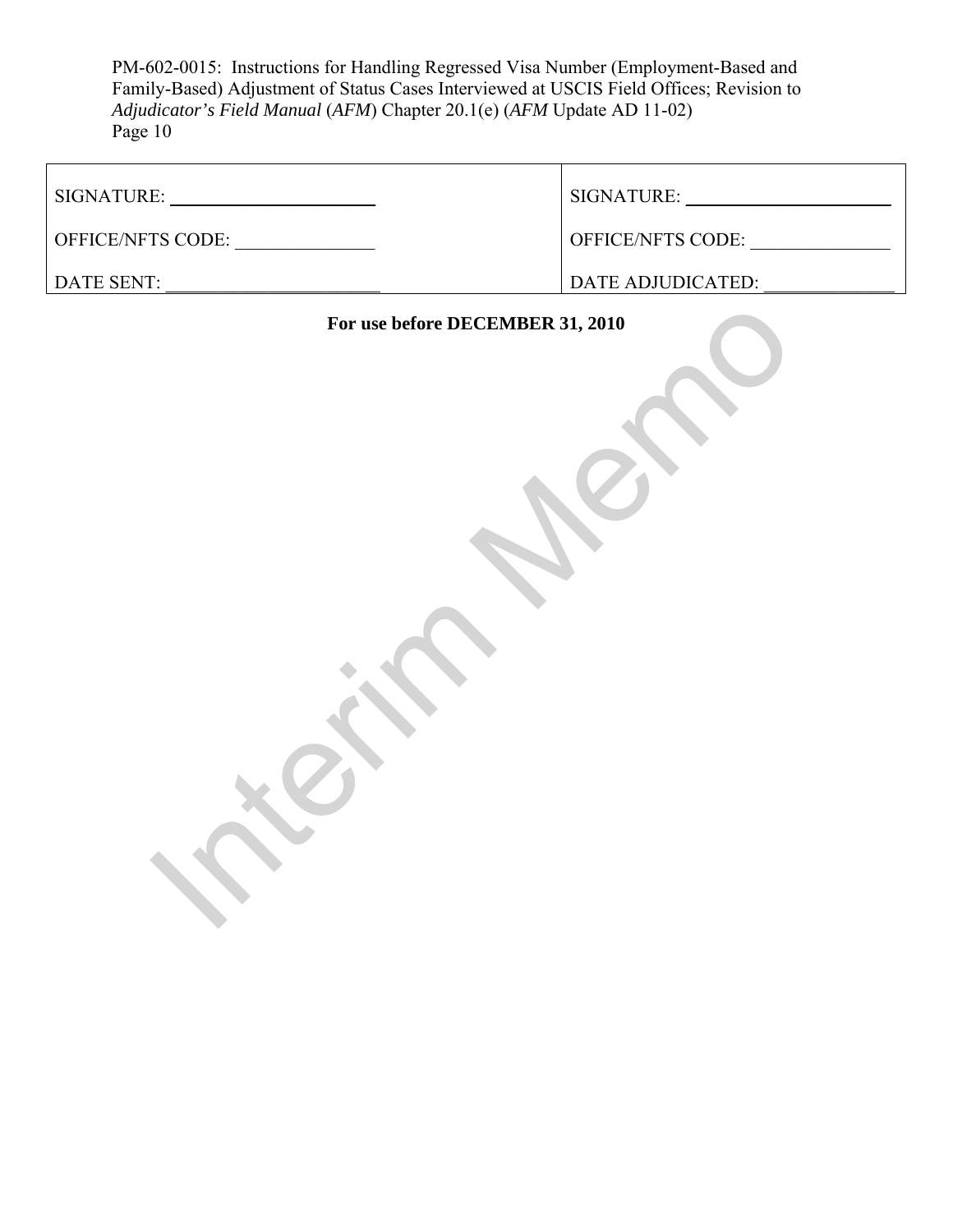| SIGNATURE: ______________________ | SIGNATURE: ______________________ |
|---|---|
| OFFICE/NFTS CODE: _______________ | OFFICE/NFTS CODE: _______________ |
| DATE SENT: _______________________ | DATE ADJUDICATED: _______________ |

**For use before DECEMBER 31, 2010**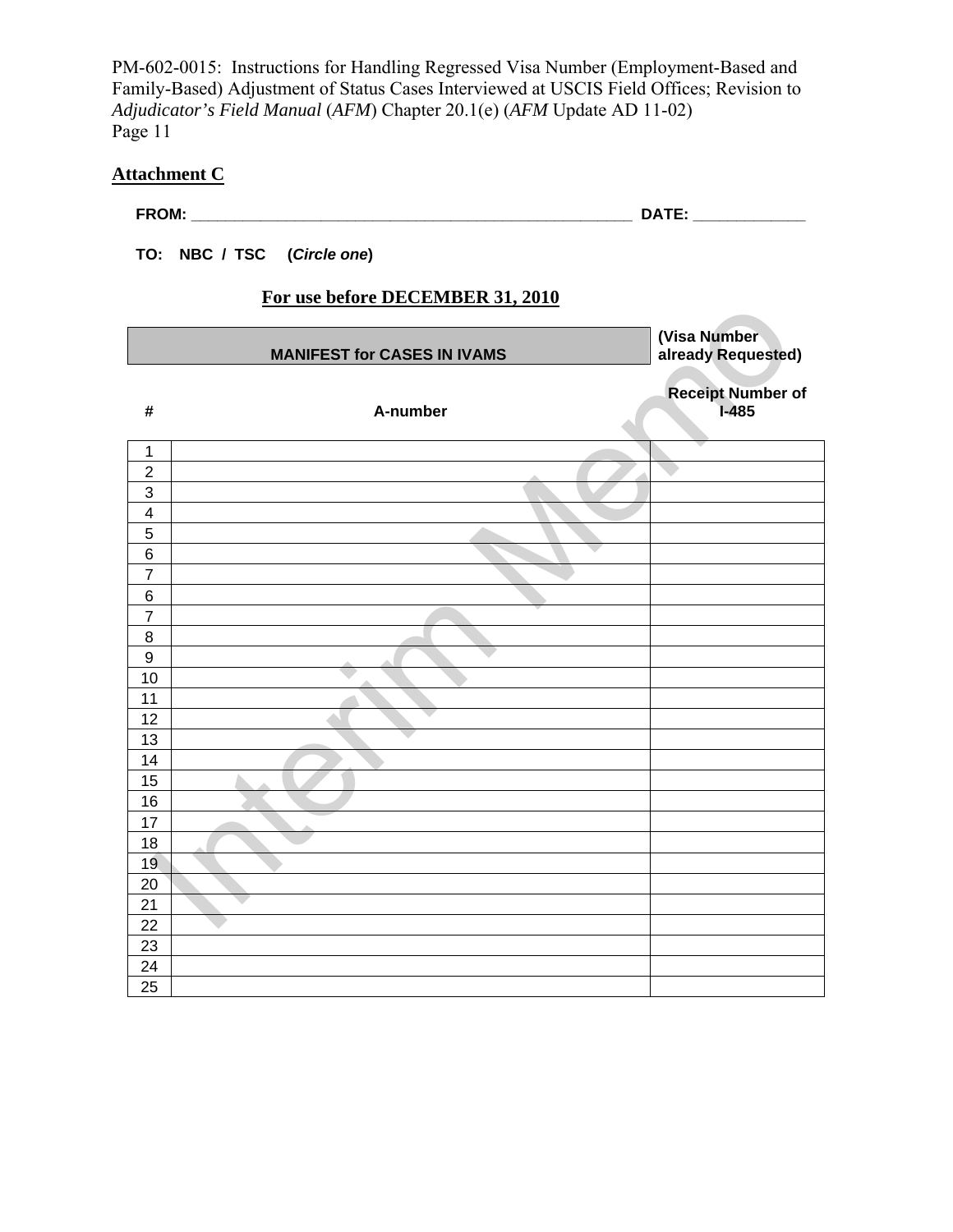**Attachment C**

**FROM:** _______________________________________________________ **DATE:** _____________

**TO: NBC / TSC (*Circle one*)**

**For use before DECEMBER 31, 2010**

| | **MANIFEST for CASES IN IVAMS** | **(Visa Number already Requested)** |
|---|---|---|
| **#** | **A-number** | **Receipt Number of I-485** |
| 1 | | |
| 2 | | |
| 3 | | |
| 4 | | |
| 5 | | |
| 6 | | |
| 7 | | |
| 6 | | |
| 7 | | |
| 8 | | |
| 9 | | |
| 10 | | |
| 11 | | |
| 12 | | |
| 13 | | |
| 14 | | |
| 15 | | |
| 16 | | |
| 17 | | |
| 18 | | |
| 19 | | |
| 20 | | |
| 21 | | |
| 22 | | |
| 23 | | |
| 24 | | |
| 25 | | |

Interim Memo